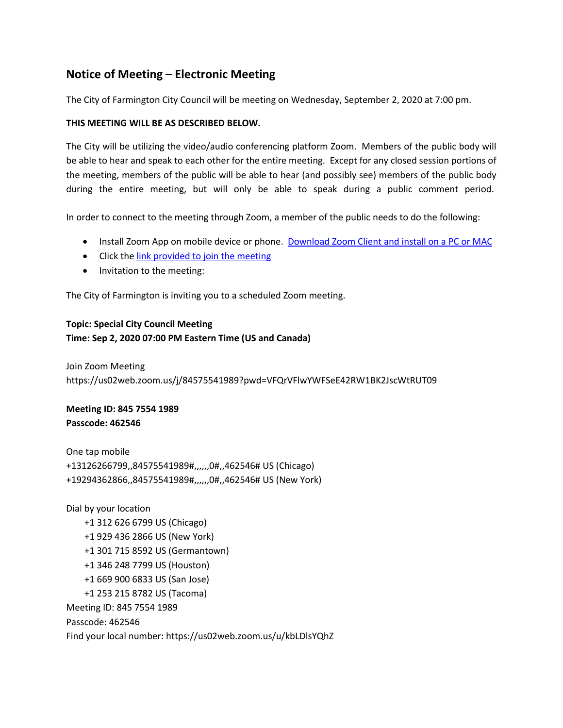# Notice of Meeting – Electronic Meeting

The City of Farmington City Council will be meeting on Wednesday, September 2, 2020 at 7:00 pm.

**THIS MEETING WILL BE AS DESCRIBED BELOW.**

The City will be utilizing the video/audio conferencing platform Zoom. Members of the public body will be able to hear and speak to each other for the entire meeting. Except for any closed session portions of the meeting, members of the public will be able to hear (and possibly see) members of the public body during the entire meeting, but will only be able to speak during a public comment period.

In order to connect to the meeting through Zoom, a member of the public needs to do the following:

- Install Zoom App on mobile device or phone. Download Zoom Client and install on a PC or MAC
- Click the link provided to join the meeting
- Invitation to the meeting:

The City of Farmington is inviting you to a scheduled Zoom meeting.

**Topic: Special City Council Meeting**
**Time: Sep 2, 2020 07:00 PM Eastern Time (US and Canada)**

Join Zoom Meeting
https://us02web.zoom.us/j/84575541989?pwd=VFQrVFlwYWFSeE42RW1BK2JscWtRUT09

**Meeting ID: 845 7554 1989**
**Passcode: 462546**

One tap mobile
+13126266799,,84575541989#,,,,,,0#,,462546# US (Chicago)
+19294362866,,84575541989#,,,,,,0#,,462546# US (New York)

Dial by your location
+1 312 626 6799 US (Chicago)
+1 929 436 2866 US (New York)
+1 301 715 8592 US (Germantown)
+1 346 248 7799 US (Houston)
+1 669 900 6833 US (San Jose)
+1 253 215 8782 US (Tacoma)
Meeting ID: 845 7554 1989
Passcode: 462546
Find your local number: https://us02web.zoom.us/u/kbLDlsYQhZ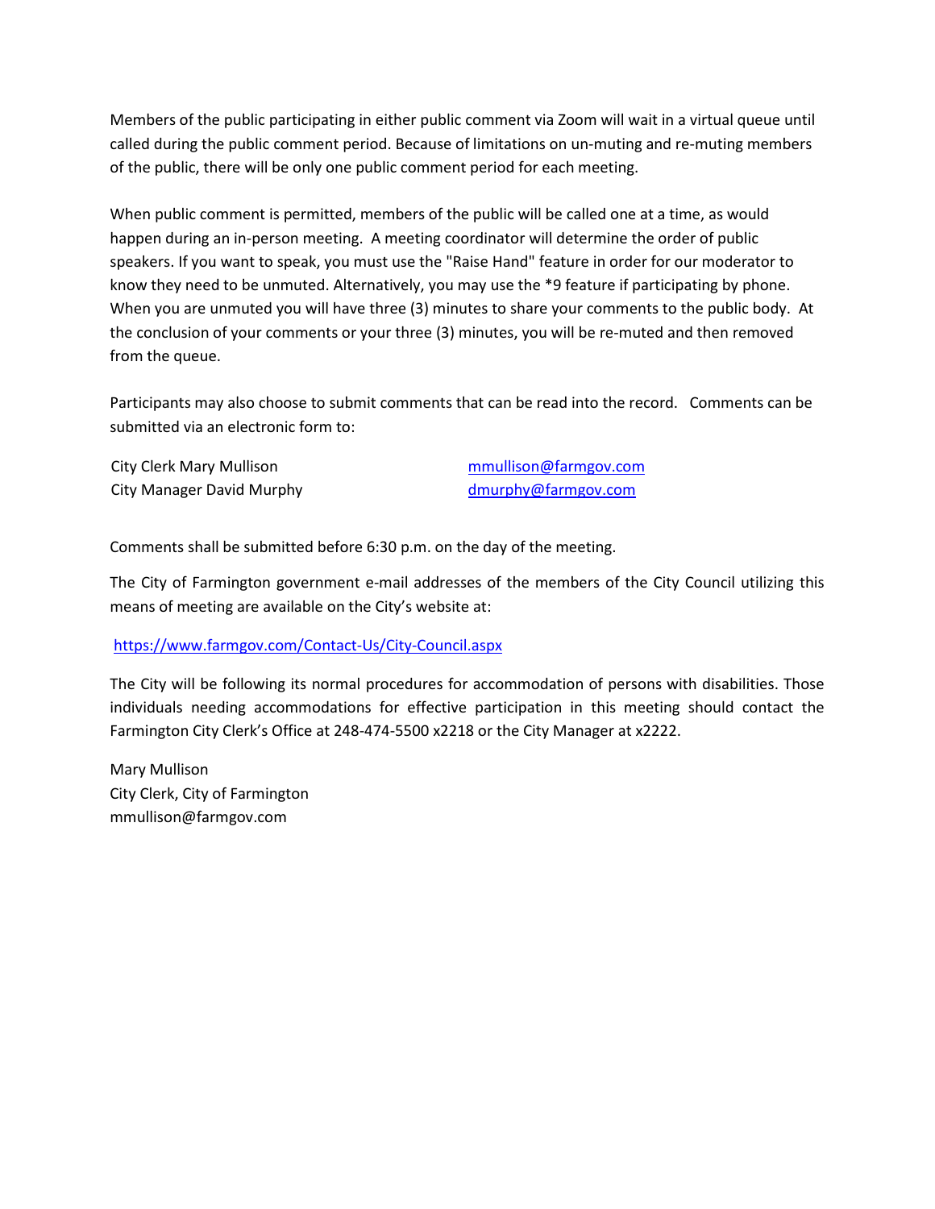Members of the public participating in either public comment via Zoom will wait in a virtual queue until called during the public comment period. Because of limitations on un-muting and re-muting members of the public, there will be only one public comment period for each meeting.

When public comment is permitted, members of the public will be called one at a time, as would happen during an in-person meeting. A meeting coordinator will determine the order of public speakers. If you want to speak, you must use the "Raise Hand" feature in order for our moderator to know they need to be unmuted. Alternatively, you may use the *9 feature if participating by phone. When you are unmuted you will have three (3) minutes to share your comments to the public body. At the conclusion of your comments or your three (3) minutes, you will be re-muted and then removed from the queue.

Participants may also choose to submit comments that can be read into the record. Comments can be submitted via an electronic form to:

| | |
|---|---|
| City Clerk Mary Mullison | mmullison@farmgov.com |
| City Manager David Murphy | dmurphy@farmgov.com |

Comments shall be submitted before 6:30 p.m. on the day of the meeting.

The City of Farmington government e-mail addresses of the members of the City Council utilizing this means of meeting are available on the City's website at:

https://www.farmgov.com/Contact-Us/City-Council.aspx

The City will be following its normal procedures for accommodation of persons with disabilities. Those individuals needing accommodations for effective participation in this meeting should contact the Farmington City Clerk's Office at 248-474-5500 x2218 or the City Manager at x2222.

Mary Mullison
City Clerk, City of Farmington
mmullison@farmgov.com